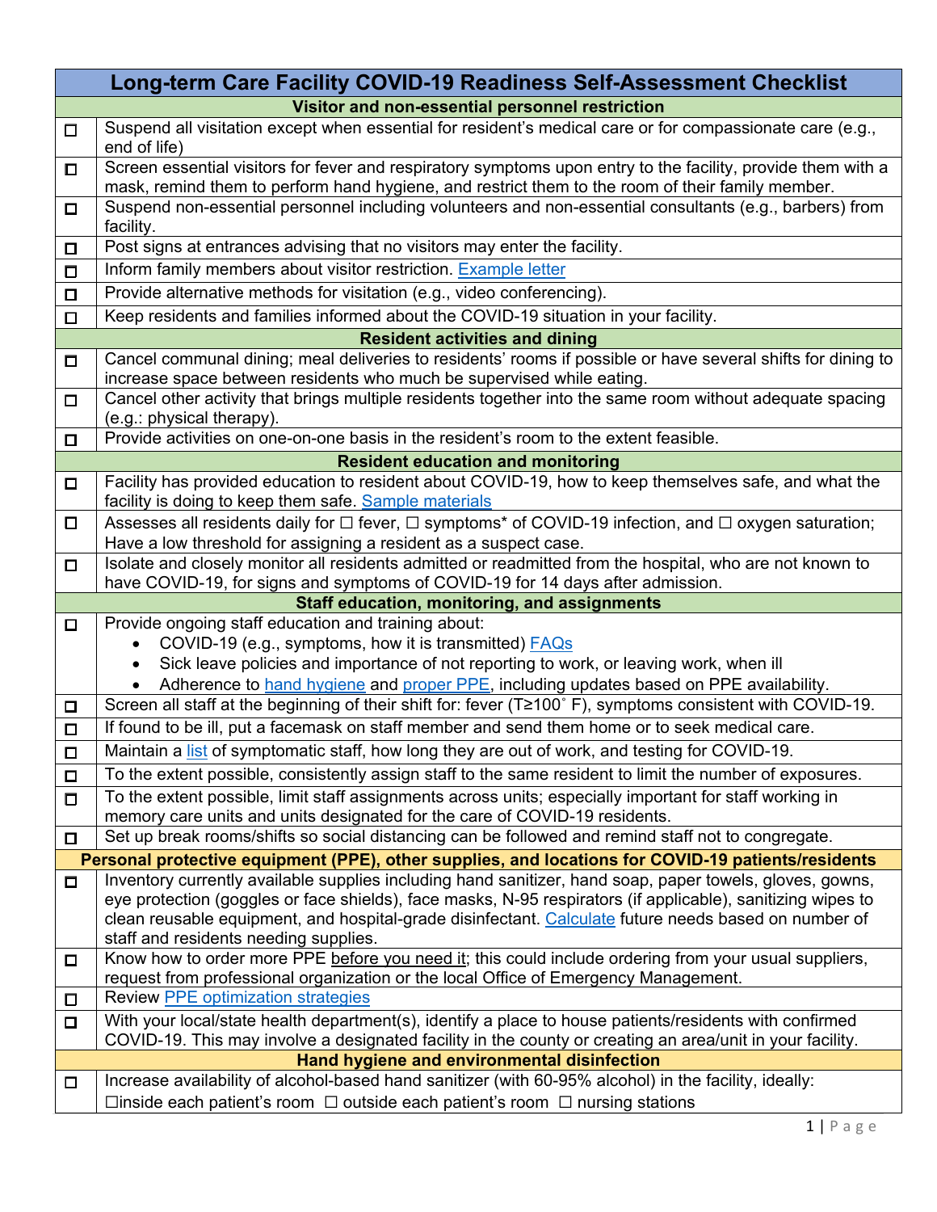# Long-term Care Facility COVID-19 Readiness Self-Assessment Checklist

| | |
|---|---|
| | **Visitor and non-essential personnel restriction** |
| ☐ | Suspend all visitation except when essential for resident's medical care or for compassionate care (e.g., end of life) |
| ☐ | Screen essential visitors for fever and respiratory symptoms upon entry to the facility, provide them with a mask, remind them to perform hand hygiene, and restrict them to the room of their family member. |
| ☐ | Suspend non-essential personnel including volunteers and non-essential consultants (e.g., barbers) from facility. |
| ☐ | Post signs at entrances advising that no visitors may enter the facility. |
| ☐ | Inform family members about visitor restriction. Example letter |
| ☐ | Provide alternative methods for visitation (e.g., video conferencing). |
| ☐ | Keep residents and families informed about the COVID-19 situation in your facility. |
| | **Resident activities and dining** |
| ☐ | Cancel communal dining; meal deliveries to residents' rooms if possible or have several shifts for dining to increase space between residents who much be supervised while eating. |
| ☐ | Cancel other activity that brings multiple residents together into the same room without adequate spacing (e.g.: physical therapy). |
| ☐ | Provide activities on one-on-one basis in the resident's room to the extent feasible. |
| | **Resident education and monitoring** |
| ☐ | Facility has provided education to resident about COVID-19, how to keep themselves safe, and what the facility is doing to keep them safe. Sample materials |
| ☐ | Assesses all residents daily for ☐ fever, ☐ symptoms* of COVID-19 infection, and ☐ oxygen saturation; Have a low threshold for assigning a resident as a suspect case. |
| ☐ | Isolate and closely monitor all residents admitted or readmitted from the hospital, who are not known to have COVID-19, for signs and symptoms of COVID-19 for 14 days after admission. |
| | **Staff education, monitoring, and assignments** |
| ☐ | Provide ongoing staff education and training about:<br>• COVID-19 (e.g., symptoms, how it is transmitted) FAQs<br>• Sick leave policies and importance of not reporting to work, or leaving work, when ill<br>• Adherence to hand hygiene and proper PPE, including updates based on PPE availability. |
| ☐ | Screen all staff at the beginning of their shift for: fever (T≥100˚ F), symptoms consistent with COVID-19. |
| ☐ | If found to be ill, put a facemask on staff member and send them home or to seek medical care. |
| ☐ | Maintain a list of symptomatic staff, how long they are out of work, and testing for COVID-19. |
| ☐ | To the extent possible, consistently assign staff to the same resident to limit the number of exposures. |
| ☐ | To the extent possible, limit staff assignments across units; especially important for staff working in memory care units and units designated for the care of COVID-19 residents. |
| ☐ | Set up break rooms/shifts so social distancing can be followed and remind staff not to congregate. |
| | **Personal protective equipment (PPE), other supplies, and locations for COVID-19 patients/residents** |
| ☐ | Inventory currently available supplies including hand sanitizer, hand soap, paper towels, gloves, gowns, eye protection (goggles or face shields), face masks, N-95 respirators (if applicable), sanitizing wipes to clean reusable equipment, and hospital-grade disinfectant. Calculate future needs based on number of staff and residents needing supplies. |
| ☐ | Know how to order more PPE before you need it; this could include ordering from your usual suppliers, request from professional organization or the local Office of Emergency Management. |
| ☐ | Review PPE optimization strategies |
| ☐ | With your local/state health department(s), identify a place to house patients/residents with confirmed COVID-19. This may involve a designated facility in the county or creating an area/unit in your facility. |
| | **Hand hygiene and environmental disinfection** |
| ☐ | Increase availability of alcohol-based hand sanitizer (with 60-95% alcohol) in the facility, ideally:<br>☐ inside each patient's room ☐ outside each patient's room ☐ nursing stations |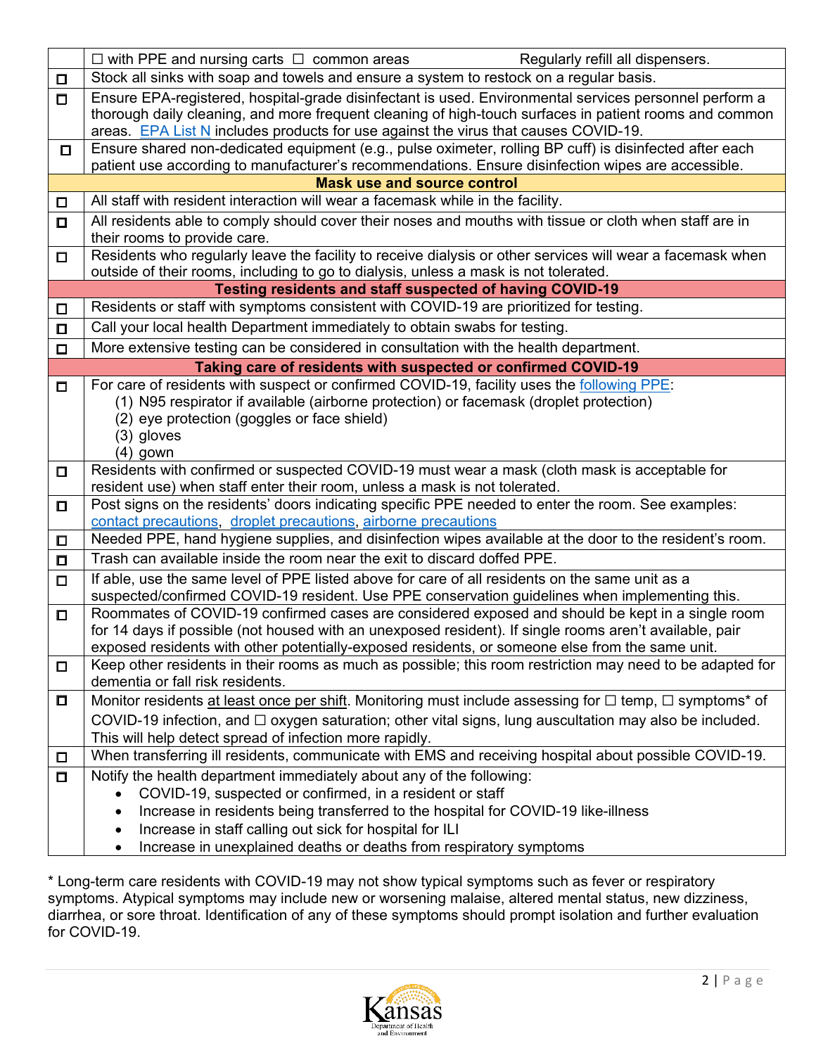| | |
|---|---|
| | ☐ with PPE and nursing carts ☐ common areas Regularly refill all dispensers. |
| ☐ | Stock all sinks with soap and towels and ensure a system to restock on a regular basis. |
| ☐ | Ensure EPA-registered, hospital-grade disinfectant is used. Environmental services personnel perform a thorough daily cleaning, and more frequent cleaning of high-touch surfaces in patient rooms and common areas. [EPA List N](#) includes products for use against the virus that causes COVID-19. |
| ☐ | Ensure shared non-dedicated equipment (e.g., pulse oximeter, rolling BP cuff) is disinfected after each patient use according to manufacturer's recommendations. Ensure disinfection wipes are accessible. |
| | **Mask use and source control** |
| ☐ | All staff with resident interaction will wear a facemask while in the facility. |
| ☐ | All residents able to comply should cover their noses and mouths with tissue or cloth when staff are in their rooms to provide care. |
| ☐ | Residents who regularly leave the facility to receive dialysis or other services will wear a facemask when outside of their rooms, including to go to dialysis, unless a mask is not tolerated. |
| | **Testing residents and staff suspected of having COVID-19** |
| ☐ | Residents or staff with symptoms consistent with COVID-19 are prioritized for testing. |
| ☐ | Call your local health Department immediately to obtain swabs for testing. |
| ☐ | More extensive testing can be considered in consultation with the health department. |
| | **Taking care of residents with suspected or confirmed COVID-19** |
| ☐ | For care of residents with suspect or confirmed COVID-19, facility uses the [following PPE](#): (1) N95 respirator if available (airborne protection) or facemask (droplet protection) (2) eye protection (goggles or face shield) (3) gloves (4) gown |
| ☐ | Residents with confirmed or suspected COVID-19 must wear a mask (cloth mask is acceptable for resident use) when staff enter their room, unless a mask is not tolerated. |
| ☐ | Post signs on the residents' doors indicating specific PPE needed to enter the room. See examples: [contact precautions](#), [droplet precautions](#), [airborne precautions](#) |
| ☐ | Needed PPE, hand hygiene supplies, and disinfection wipes available at the door to the resident's room. |
| ☐ | Trash can available inside the room near the exit to discard doffed PPE. |
| ☐ | If able, use the same level of PPE listed above for care of all residents on the same unit as a suspected/confirmed COVID-19 resident. Use PPE conservation guidelines when implementing this. |
| ☐ | Roommates of COVID-19 confirmed cases are considered exposed and should be kept in a single room for 14 days if possible (not housed with an unexposed resident). If single rooms aren't available, pair exposed residents with other potentially-exposed residents, or someone else from the same unit. |
| ☐ | Keep other residents in their rooms as much as possible; this room restriction may need to be adapted for dementia or fall risk residents. |
| ☐ | Monitor residents <u>at least once per shift</u>. Monitoring must include assessing for ☐ temp, ☐ symptoms* of COVID-19 infection, and ☐ oxygen saturation; other vital signs, lung auscultation may also be included. This will help detect spread of infection more rapidly. |
| ☐ | When transferring ill residents, communicate with EMS and receiving hospital about possible COVID-19. |
| ☐ | Notify the health department immediately about any of the following: • COVID-19, suspected or confirmed, in a resident or staff • Increase in residents being transferred to the hospital for COVID-19 like-illness • Increase in staff calling out sick for hospital for ILI • Increase in unexplained deaths or deaths from respiratory symptoms |

* Long-term care residents with COVID-19 may not show typical symptoms such as fever or respiratory symptoms. Atypical symptoms may include new or worsening malaise, altered mental status, new dizziness, diarrhea, or sore throat. Identification of any of these symptoms should prompt isolation and further evaluation for COVID-19.